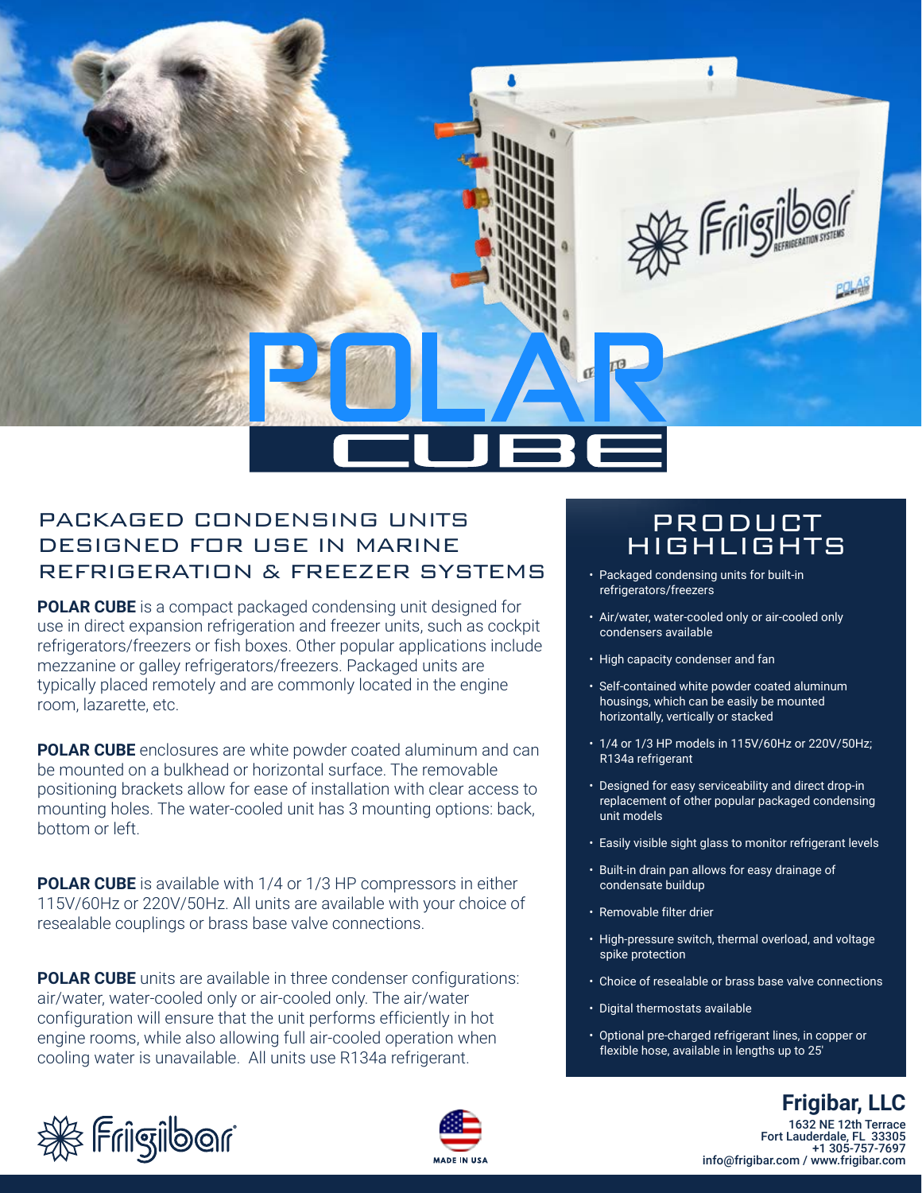# POLAR CUBE

## PACKAGED CONDENSING UNITS DESIGNED FOR USE IN MARINE REFRIGERATION & FREEZER SYSTEMS

**POLAR CUBE** is a compact packaged condensing unit designed for use in direct expansion refrigeration and freezer units, such as cockpit refrigerators/freezers or fish boxes. Other popular applications include mezzanine or galley refrigerators/freezers. Packaged units are typically placed remotely and are commonly located in the engine room, lazarette, etc.

**POLAR CUBE** enclosures are white powder coated aluminum and can be mounted on a bulkhead or horizontal surface. The removable positioning brackets allow for ease of installation with clear access to mounting holes. The water-cooled unit has 3 mounting options: back, bottom or left.

**POLAR CUBE** is available with 1/4 or 1/3 HP compressors in either 115V/60Hz or 220V/50Hz. All units are available with your choice of resealable couplings or brass base valve connections.

**POLAR CUBE** units are available in three condenser configurations: air/water, water-cooled only or air-cooled only. The air/water configuration will ensure that the unit performs efficiently in hot engine rooms, while also allowing full air-cooled operation when cooling water is unavailable. All units use R134a refrigerant.

## PRODUCT HIGHLIGHTS

- Packaged condensing units for built-in refrigerators/freezers
- Air/water, water-cooled only or air-cooled only condensers available
- High capacity condenser and fan
- Self-contained white powder coated aluminum housings, which can be easily be mounted horizontally, vertically or stacked
- 1/4 or 1/3 HP models in 115V/60Hz or 220V/50Hz; R134a refrigerant
- Designed for easy serviceability and direct drop-in replacement of other popular packaged condensing unit models
- Easily visible sight glass to monitor refrigerant levels
- Built-in drain pan allows for easy drainage of condensate buildup
- Removable filter drier
- High-pressure switch, thermal overload, and voltage spike protection
- Choice of resealable or brass base valve connections
- Digital thermostats available
- Optional pre-charged refrigerant lines, in copper or flexible hose, available in lengths up to 25'

Frigibar

MADE IN USA

**Frigibar, LLC**
1632 NE 12th Terrace
Fort Lauderdale, FL 33305
+1 305-757-7697
info@frigibar.com / www.frigibar.com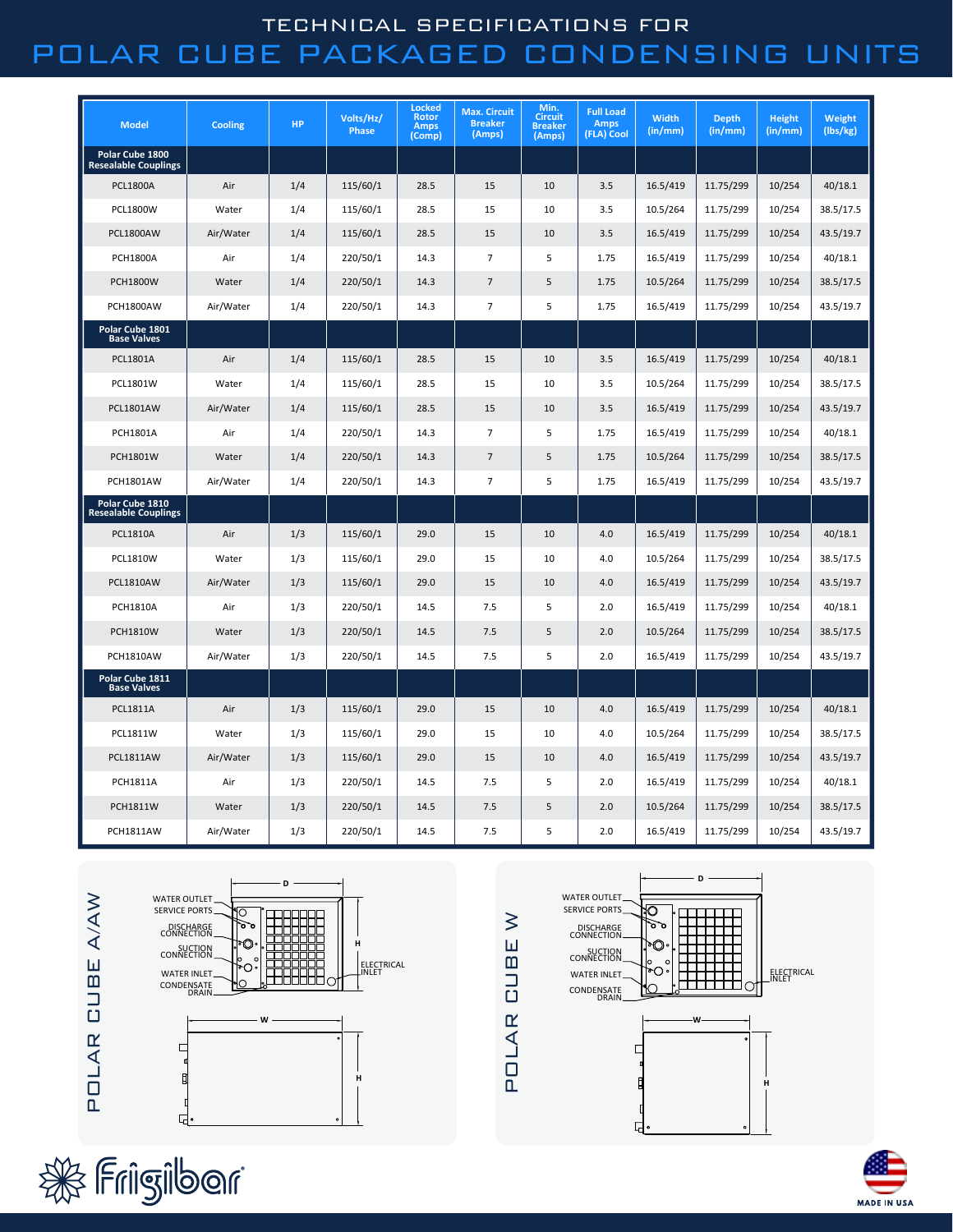# TECHNICAL SPECIFICATIONS FOR

# POLAR CUBE PACKAGED CONDENSING UNITS

| Model | Cooling | HP | Volts/Hz/ Phase | Locked Rotor Amps (Comp) | Max. Circuit Breaker (Amps) | Min. Circuit Breaker (Amps) | Full Load Amps (FLA) Cool | Width (in/mm) | Depth (in/mm) | Height (in/mm) | Weight (lbs/kg) |
|---|---|---|---|---|---|---|---|---|---|---|---|
| **Polar Cube 1800 Resealable Couplings** | | | | | | | | | | | |
| PCL1800A | Air | 1/4 | 115/60/1 | 28.5 | 15 | 10 | 3.5 | 16.5/419 | 11.75/299 | 10/254 | 40/18.1 |
| PCL1800W | Water | 1/4 | 115/60/1 | 28.5 | 15 | 10 | 3.5 | 10.5/264 | 11.75/299 | 10/254 | 38.5/17.5 |
| PCL1800AW | Air/Water | 1/4 | 115/60/1 | 28.5 | 15 | 10 | 3.5 | 16.5/419 | 11.75/299 | 10/254 | 43.5/19.7 |
| PCH1800A | Air | 1/4 | 220/50/1 | 14.3 | 7 | 5 | 1.75 | 16.5/419 | 11.75/299 | 10/254 | 40/18.1 |
| PCH1800W | Water | 1/4 | 220/50/1 | 14.3 | 7 | 5 | 1.75 | 10.5/264 | 11.75/299 | 10/254 | 38.5/17.5 |
| PCH1800AW | Air/Water | 1/4 | 220/50/1 | 14.3 | 7 | 5 | 1.75 | 16.5/419 | 11.75/299 | 10/254 | 43.5/19.7 |
| **Polar Cube 1801 Base Valves** | | | | | | | | | | | |
| PCL1801A | Air | 1/4 | 115/60/1 | 28.5 | 15 | 10 | 3.5 | 16.5/419 | 11.75/299 | 10/254 | 40/18.1 |
| PCL1801W | Water | 1/4 | 115/60/1 | 28.5 | 15 | 10 | 3.5 | 10.5/264 | 11.75/299 | 10/254 | 38.5/17.5 |
| PCL1801AW | Air/Water | 1/4 | 115/60/1 | 28.5 | 15 | 10 | 3.5 | 16.5/419 | 11.75/299 | 10/254 | 43.5/19.7 |
| PCH1801A | Air | 1/4 | 220/50/1 | 14.3 | 7 | 5 | 1.75 | 16.5/419 | 11.75/299 | 10/254 | 40/18.1 |
| PCH1801W | Water | 1/4 | 220/50/1 | 14.3 | 7 | 5 | 1.75 | 10.5/264 | 11.75/299 | 10/254 | 38.5/17.5 |
| PCH1801AW | Air/Water | 1/4 | 220/50/1 | 14.3 | 7 | 5 | 1.75 | 16.5/419 | 11.75/299 | 10/254 | 43.5/19.7 |
| **Polar Cube 1810 Resealable Couplings** | | | | | | | | | | | |
| PCL1810A | Air | 1/3 | 115/60/1 | 29.0 | 15 | 10 | 4.0 | 16.5/419 | 11.75/299 | 10/254 | 40/18.1 |
| PCL1810W | Water | 1/3 | 115/60/1 | 29.0 | 15 | 10 | 4.0 | 10.5/264 | 11.75/299 | 10/254 | 38.5/17.5 |
| PCL1810AW | Air/Water | 1/3 | 115/60/1 | 29.0 | 15 | 10 | 4.0 | 16.5/419 | 11.75/299 | 10/254 | 43.5/19.7 |
| PCH1810A | Air | 1/3 | 220/50/1 | 14.5 | 7.5 | 5 | 2.0 | 16.5/419 | 11.75/299 | 10/254 | 40/18.1 |
| PCH1810W | Water | 1/3 | 220/50/1 | 14.5 | 7.5 | 5 | 2.0 | 10.5/264 | 11.75/299 | 10/254 | 38.5/17.5 |
| PCH1810AW | Air/Water | 1/3 | 220/50/1 | 14.5 | 7.5 | 5 | 2.0 | 16.5/419 | 11.75/299 | 10/254 | 43.5/19.7 |
| **Polar Cube 1811 Base Valves** | | | | | | | | | | | |
| PCL1811A | Air | 1/3 | 115/60/1 | 29.0 | 15 | 10 | 4.0 | 16.5/419 | 11.75/299 | 10/254 | 40/18.1 |
| PCL1811W | Water | 1/3 | 115/60/1 | 29.0 | 15 | 10 | 4.0 | 10.5/264 | 11.75/299 | 10/254 | 38.5/17.5 |
| PCL1811AW | Air/Water | 1/3 | 115/60/1 | 29.0 | 15 | 10 | 4.0 | 16.5/419 | 11.75/299 | 10/254 | 43.5/19.7 |
| PCH1811A | Air | 1/3 | 220/50/1 | 14.5 | 7.5 | 5 | 2.0 | 16.5/419 | 11.75/299 | 10/254 | 40/18.1 |
| PCH1811W | Water | 1/3 | 220/50/1 | 14.5 | 7.5 | 5 | 2.0 | 10.5/264 | 11.75/299 | 10/254 | 38.5/17.5 |
| PCH1811AW | Air/Water | 1/3 | 220/50/1 | 14.5 | 7.5 | 5 | 2.0 | 16.5/419 | 11.75/299 | 10/254 | 43.5/19.7 |

POLAR CUBE A/AW

D
WATER OUTLET
SERVICE PORTS
DISCHARGE CONNECTION
SUCTION CONNECTION
WATER INLET
CONDENSATE DRAIN
H
ELECTRICAL INLET
W
H

POLAR CUBE W

D
WATER OUTLET
SERVICE PORTS
DISCHARGE CONNECTION
SUCTION CONNECTION
WATER INLET
CONDENSATE DRAIN
ELECTRICAL INLET
W
H

Frigibar

MADE IN USA